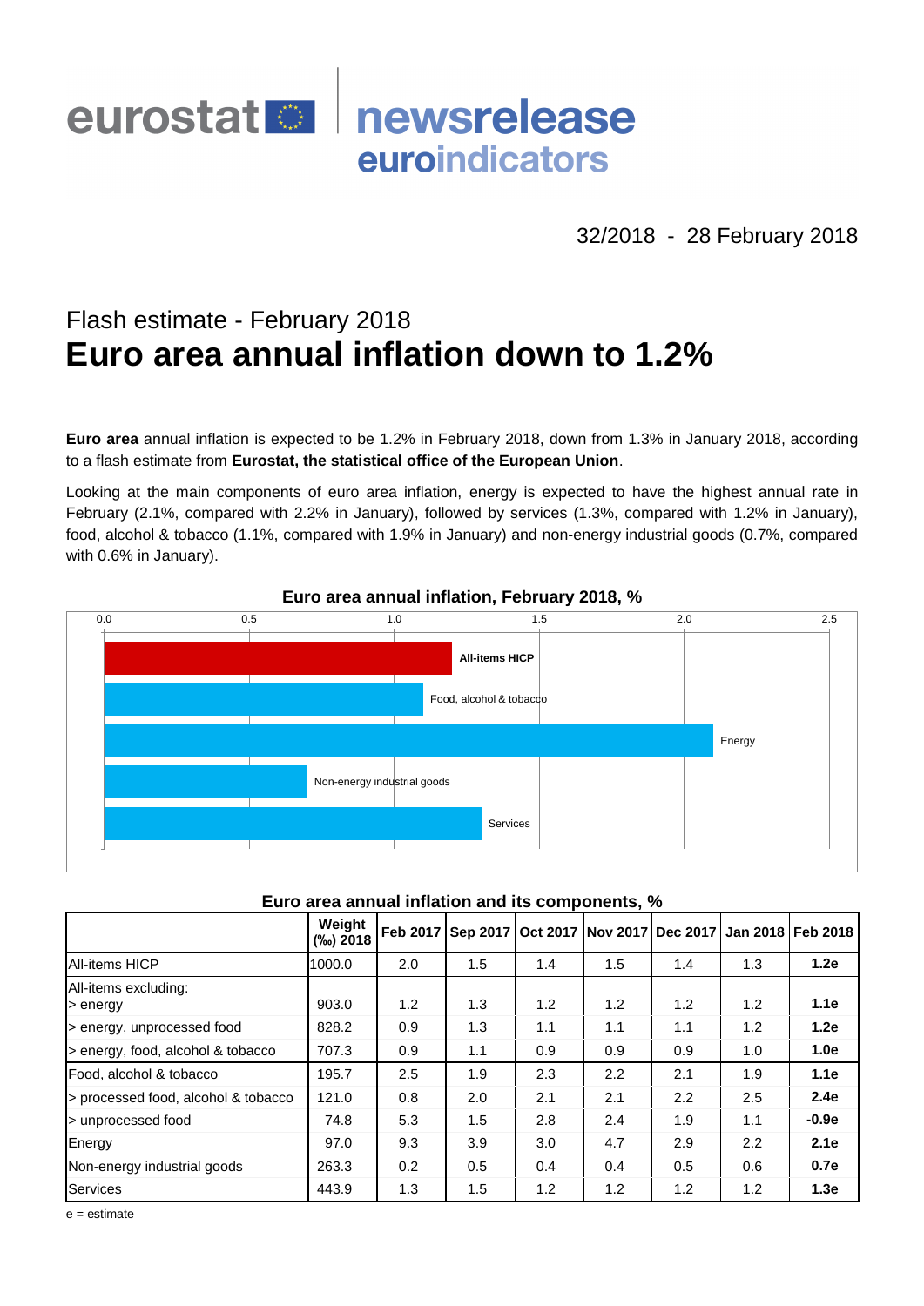eurostat newsrelease euroindicators

32/2018 - 28 February 2018

## Flash estimate - February 2018

# Euro area annual inflation down to 1.2%

**Euro area** annual inflation is expected to be 1.2% in February 2018, down from 1.3% in January 2018, according to a flash estimate from **Eurostat, the statistical office of the European Union**.

Looking at the main components of euro area inflation, energy is expected to have the highest annual rate in February (2.1%, compared with 2.2% in January), followed by services (1.3%, compared with 1.2% in January), food, alcohol & tobacco (1.1%, compared with 1.9% in January) and non-energy industrial goods (0.7%, compared with 0.6% in January).

**Euro area annual inflation, February 2018, %**

| | % |
|---|---|
| All-items HICP | 1.2 |
| Food, alcohol & tobacco | 1.1 |
| Energy | 2.1 |
| Non-energy industrial goods | 0.7 |
| Services | 1.3 |

**Euro area annual inflation and its components, %**

| | Weight (‰) 2018 | Feb 2017 | Sep 2017 | Oct 2017 | Nov 2017 | Dec 2017 | Jan 2018 | Feb 2018 |
|---|---|---|---|---|---|---|---|---|
| All-items HICP | 1000.0 | 2.0 | 1.5 | 1.4 | 1.5 | 1.4 | 1.3 | **1.2e** |
| All-items excluding: > energy | 903.0 | 1.2 | 1.3 | 1.2 | 1.2 | 1.2 | 1.2 | **1.1e** |
| > energy, unprocessed food | 828.2 | 0.9 | 1.3 | 1.1 | 1.1 | 1.1 | 1.2 | **1.2e** |
| > energy, food, alcohol & tobacco | 707.3 | 0.9 | 1.1 | 0.9 | 0.9 | 0.9 | 1.0 | **1.0e** |
| Food, alcohol & tobacco | 195.7 | 2.5 | 1.9 | 2.3 | 2.2 | 2.1 | 1.9 | **1.1e** |
| > processed food, alcohol & tobacco | 121.0 | 0.8 | 2.0 | 2.1 | 2.1 | 2.2 | 2.5 | **2.4e** |
| > unprocessed food | 74.8 | 5.3 | 1.5 | 2.8 | 2.4 | 1.9 | 1.1 | **-0.9e** |
| Energy | 97.0 | 9.3 | 3.9 | 3.0 | 4.7 | 2.9 | 2.2 | **2.1e** |
| Non-energy industrial goods | 263.3 | 0.2 | 0.5 | 0.4 | 0.4 | 0.5 | 0.6 | **0.7e** |
| Services | 443.9 | 1.3 | 1.5 | 1.2 | 1.2 | 1.2 | 1.2 | **1.3e** |

e = estimate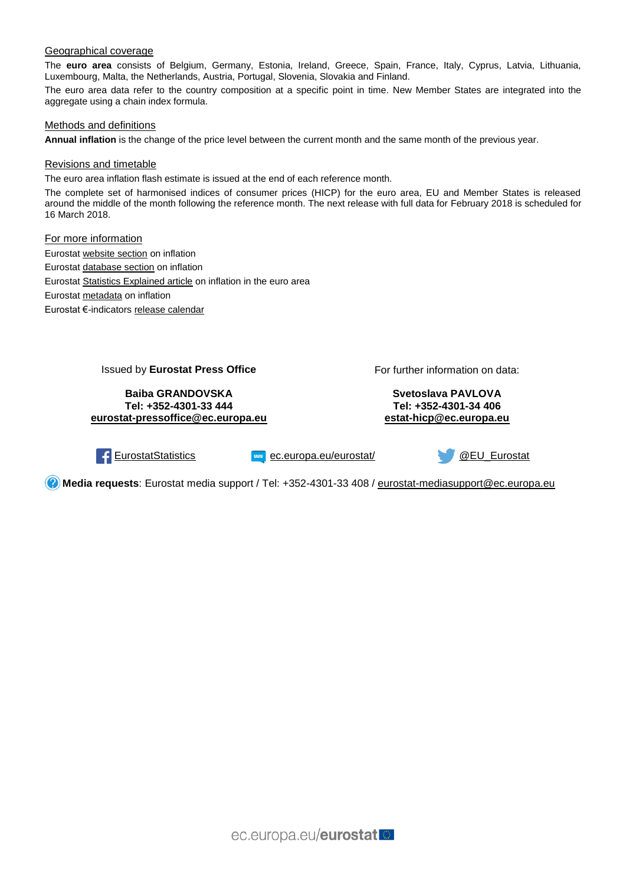## Geographical coverage

The **euro area** consists of Belgium, Germany, Estonia, Ireland, Greece, Spain, France, Italy, Cyprus, Latvia, Lithuania, Luxembourg, Malta, the Netherlands, Austria, Portugal, Slovenia, Slovakia and Finland.

The euro area data refer to the country composition at a specific point in time. New Member States are integrated into the aggregate using a chain index formula.

## Methods and definitions

**Annual inflation** is the change of the price level between the current month and the same month of the previous year.

## Revisions and timetable

The euro area inflation flash estimate is issued at the end of each reference month.

The complete set of harmonised indices of consumer prices (HICP) for the euro area, EU and Member States is released around the middle of the month following the reference month. The next release with full data for February 2018 is scheduled for 16 March 2018.

## For more information

Eurostat website section on inflation

Eurostat database section on inflation

Eurostat Statistics Explained article on inflation in the euro area

Eurostat metadata on inflation

Eurostat €-indicators release calendar

Issued by **Eurostat Press Office**

**Baiba GRANDOVSKA**
**Tel: +352-4301-33 444**
**eurostat-pressoffice@ec.europa.eu**

For further information on data:

**Svetoslava PAVLOVA**
**Tel: +352-4301-34 406**
**estat-hicp@ec.europa.eu**

EurostatStatistics

ec.europa.eu/eurostat/

@EU_Eurostat

**Media requests**: Eurostat media support / Tel: +352-4301-33 408 / eurostat-mediasupport@ec.europa.eu